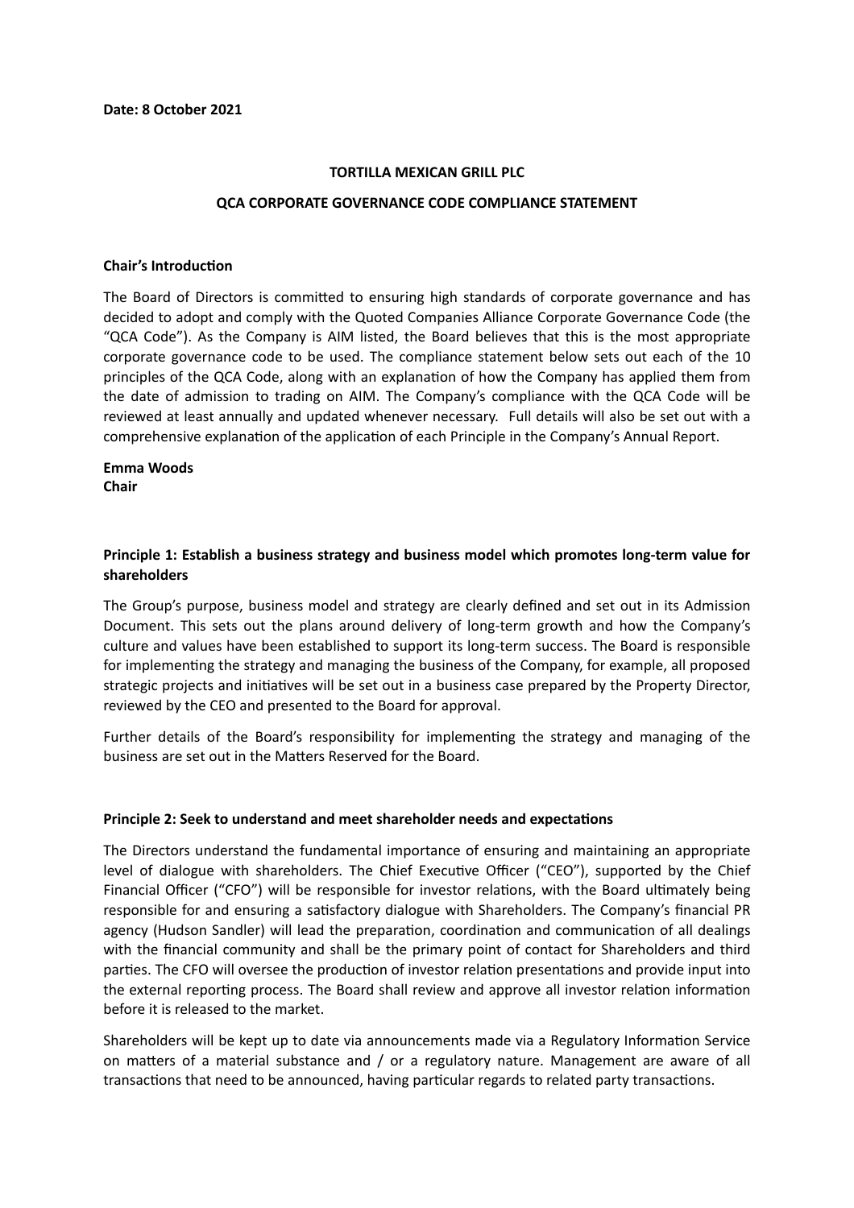**Date: 8 October 2021**

# TORTILLA MEXICAN GRILL PLC

## QCA CORPORATE GOVERNANCE CODE COMPLIANCE STATEMENT

### Chair's Introduction

The Board of Directors is committed to ensuring high standards of corporate governance and has decided to adopt and comply with the Quoted Companies Alliance Corporate Governance Code (the "QCA Code"). As the Company is AIM listed, the Board believes that this is the most appropriate corporate governance code to be used. The compliance statement below sets out each of the 10 principles of the QCA Code, along with an explanation of how the Company has applied them from the date of admission to trading on AIM. The Company's compliance with the QCA Code will be reviewed at least annually and updated whenever necessary. Full details will also be set out with a comprehensive explanation of the application of each Principle in the Company's Annual Report.

**Emma Woods**
**Chair**

### Principle 1: Establish a business strategy and business model which promotes long-term value for shareholders

The Group's purpose, business model and strategy are clearly defined and set out in its Admission Document. This sets out the plans around delivery of long-term growth and how the Company's culture and values have been established to support its long-term success. The Board is responsible for implementing the strategy and managing the business of the Company, for example, all proposed strategic projects and initiatives will be set out in a business case prepared by the Property Director, reviewed by the CEO and presented to the Board for approval.

Further details of the Board's responsibility for implementing the strategy and managing of the business are set out in the Matters Reserved for the Board.

### Principle 2: Seek to understand and meet shareholder needs and expectations

The Directors understand the fundamental importance of ensuring and maintaining an appropriate level of dialogue with shareholders. The Chief Executive Officer ("CEO"), supported by the Chief Financial Officer ("CFO") will be responsible for investor relations, with the Board ultimately being responsible for and ensuring a satisfactory dialogue with Shareholders. The Company's financial PR agency (Hudson Sandler) will lead the preparation, coordination and communication of all dealings with the financial community and shall be the primary point of contact for Shareholders and third parties. The CFO will oversee the production of investor relation presentations and provide input into the external reporting process. The Board shall review and approve all investor relation information before it is released to the market.

Shareholders will be kept up to date via announcements made via a Regulatory Information Service on matters of a material substance and / or a regulatory nature. Management are aware of all transactions that need to be announced, having particular regards to related party transactions.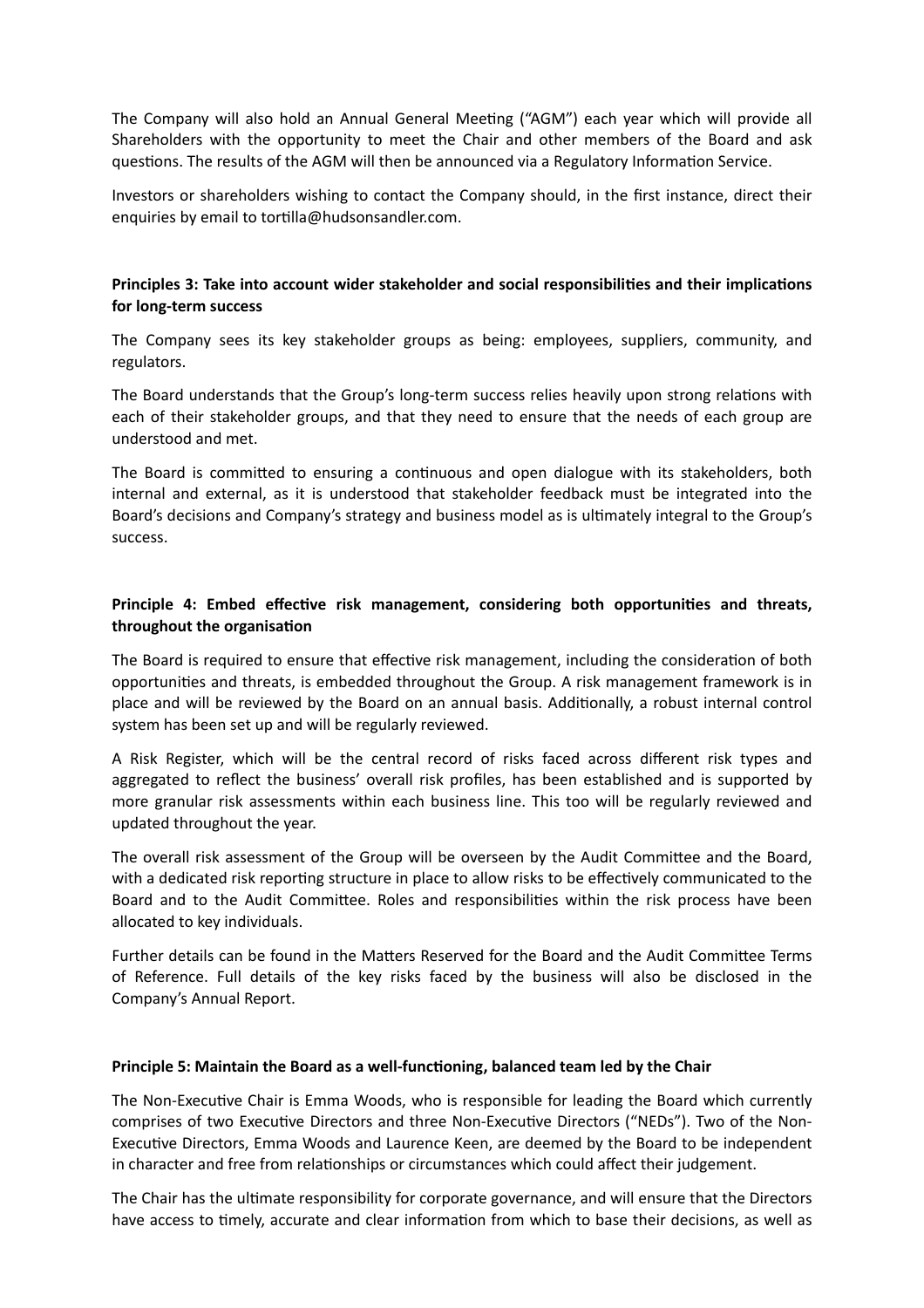The Company will also hold an Annual General Meeting ("AGM") each year which will provide all Shareholders with the opportunity to meet the Chair and other members of the Board and ask questions. The results of the AGM will then be announced via a Regulatory Information Service.

Investors or shareholders wishing to contact the Company should, in the first instance, direct their enquiries by email to tortilla@hudsonsandler.com.

**Principles 3: Take into account wider stakeholder and social responsibilities and their implications for long-term success**

The Company sees its key stakeholder groups as being: employees, suppliers, community, and regulators.

The Board understands that the Group's long-term success relies heavily upon strong relations with each of their stakeholder groups, and that they need to ensure that the needs of each group are understood and met.

The Board is committed to ensuring a continuous and open dialogue with its stakeholders, both internal and external, as it is understood that stakeholder feedback must be integrated into the Board's decisions and Company's strategy and business model as is ultimately integral to the Group's success.

**Principle 4: Embed effective risk management, considering both opportunities and threats, throughout the organisation**

The Board is required to ensure that effective risk management, including the consideration of both opportunities and threats, is embedded throughout the Group. A risk management framework is in place and will be reviewed by the Board on an annual basis. Additionally, a robust internal control system has been set up and will be regularly reviewed.

A Risk Register, which will be the central record of risks faced across different risk types and aggregated to reflect the business' overall risk profiles, has been established and is supported by more granular risk assessments within each business line. This too will be regularly reviewed and updated throughout the year.

The overall risk assessment of the Group will be overseen by the Audit Committee and the Board, with a dedicated risk reporting structure in place to allow risks to be effectively communicated to the Board and to the Audit Committee. Roles and responsibilities within the risk process have been allocated to key individuals.

Further details can be found in the Matters Reserved for the Board and the Audit Committee Terms of Reference. Full details of the key risks faced by the business will also be disclosed in the Company's Annual Report.

**Principle 5: Maintain the Board as a well-functioning, balanced team led by the Chair**

The Non-Executive Chair is Emma Woods, who is responsible for leading the Board which currently comprises of two Executive Directors and three Non-Executive Directors ("NEDs"). Two of the Non-Executive Directors, Emma Woods and Laurence Keen, are deemed by the Board to be independent in character and free from relationships or circumstances which could affect their judgement.

The Chair has the ultimate responsibility for corporate governance, and will ensure that the Directors have access to timely, accurate and clear information from which to base their decisions, as well as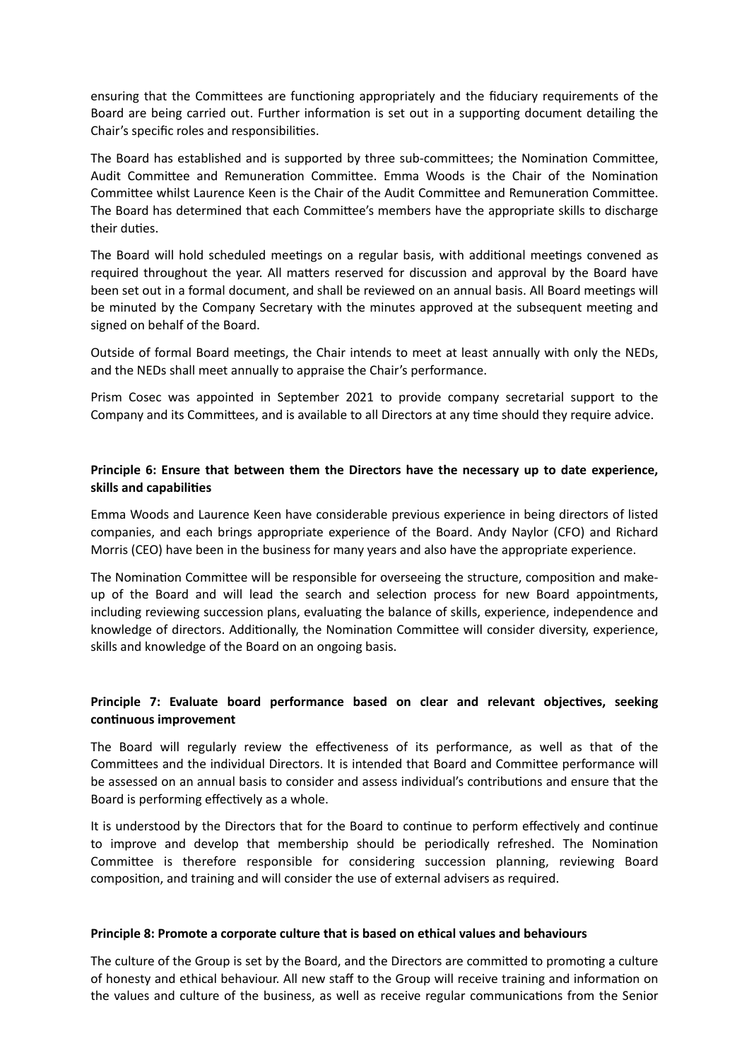ensuring that the Committees are functioning appropriately and the fiduciary requirements of the Board are being carried out. Further information is set out in a supporting document detailing the Chair's specific roles and responsibilities.

The Board has established and is supported by three sub-committees; the Nomination Committee, Audit Committee and Remuneration Committee. Emma Woods is the Chair of the Nomination Committee whilst Laurence Keen is the Chair of the Audit Committee and Remuneration Committee. The Board has determined that each Committee's members have the appropriate skills to discharge their duties.

The Board will hold scheduled meetings on a regular basis, with additional meetings convened as required throughout the year. All matters reserved for discussion and approval by the Board have been set out in a formal document, and shall be reviewed on an annual basis. All Board meetings will be minuted by the Company Secretary with the minutes approved at the subsequent meeting and signed on behalf of the Board.

Outside of formal Board meetings, the Chair intends to meet at least annually with only the NEDs, and the NEDs shall meet annually to appraise the Chair's performance.

Prism Cosec was appointed in September 2021 to provide company secretarial support to the Company and its Committees, and is available to all Directors at any time should they require advice.

**Principle 6: Ensure that between them the Directors have the necessary up to date experience, skills and capabilities**

Emma Woods and Laurence Keen have considerable previous experience in being directors of listed companies, and each brings appropriate experience of the Board. Andy Naylor (CFO) and Richard Morris (CEO) have been in the business for many years and also have the appropriate experience.

The Nomination Committee will be responsible for overseeing the structure, composition and make-up of the Board and will lead the search and selection process for new Board appointments, including reviewing succession plans, evaluating the balance of skills, experience, independence and knowledge of directors. Additionally, the Nomination Committee will consider diversity, experience, skills and knowledge of the Board on an ongoing basis.

**Principle 7: Evaluate board performance based on clear and relevant objectives, seeking continuous improvement**

The Board will regularly review the effectiveness of its performance, as well as that of the Committees and the individual Directors. It is intended that Board and Committee performance will be assessed on an annual basis to consider and assess individual's contributions and ensure that the Board is performing effectively as a whole.

It is understood by the Directors that for the Board to continue to perform effectively and continue to improve and develop that membership should be periodically refreshed. The Nomination Committee is therefore responsible for considering succession planning, reviewing Board composition, and training and will consider the use of external advisers as required.

**Principle 8: Promote a corporate culture that is based on ethical values and behaviours**

The culture of the Group is set by the Board, and the Directors are committed to promoting a culture of honesty and ethical behaviour. All new staff to the Group will receive training and information on the values and culture of the business, as well as receive regular communications from the Senior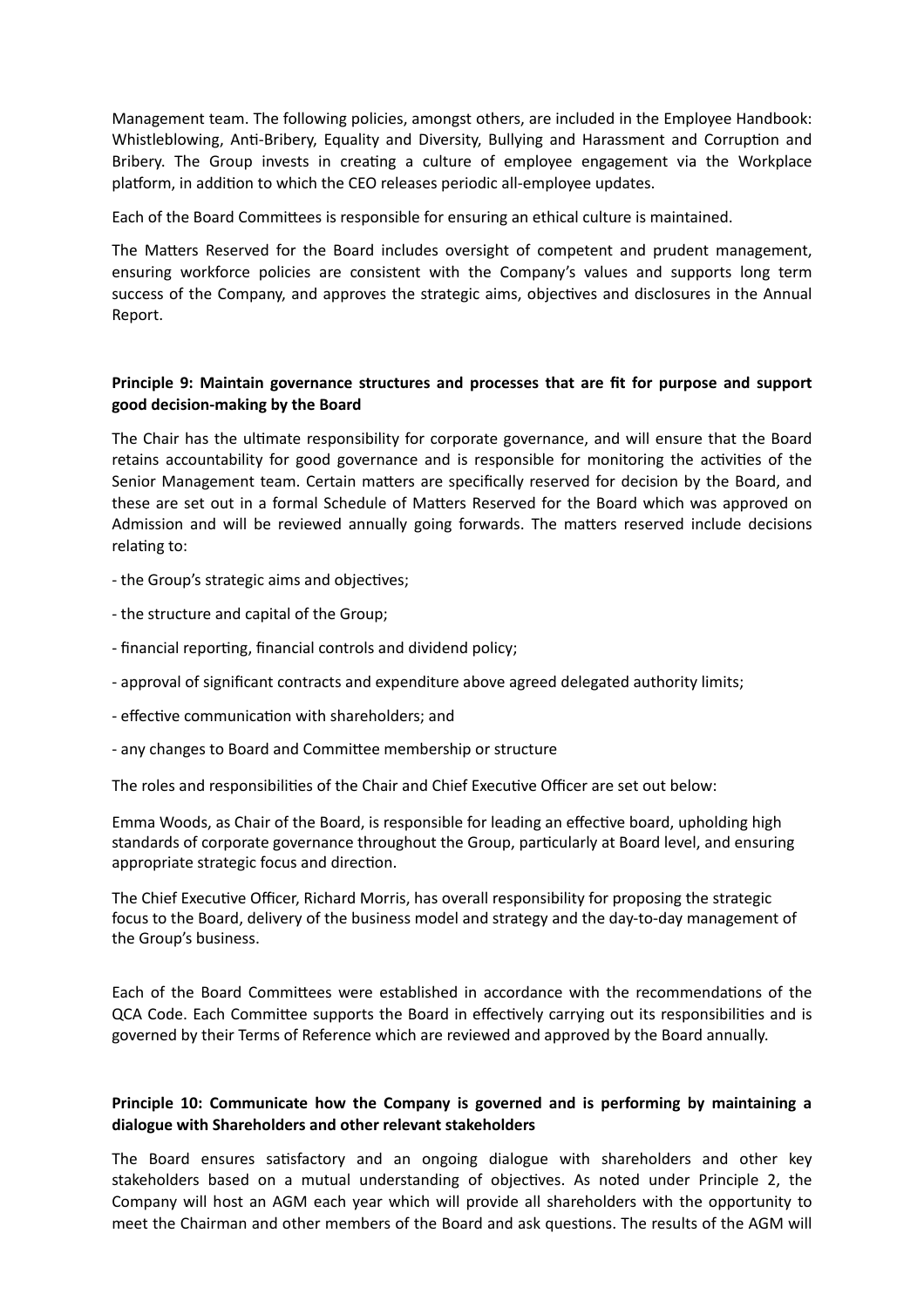Management team. The following policies, amongst others, are included in the Employee Handbook: Whistleblowing, Anti-Bribery, Equality and Diversity, Bullying and Harassment and Corruption and Bribery. The Group invests in creating a culture of employee engagement via the Workplace platform, in addition to which the CEO releases periodic all-employee updates.

Each of the Board Committees is responsible for ensuring an ethical culture is maintained.

The Matters Reserved for the Board includes oversight of competent and prudent management, ensuring workforce policies are consistent with the Company's values and supports long term success of the Company, and approves the strategic aims, objectives and disclosures in the Annual Report.

**Principle 9: Maintain governance structures and processes that are fit for purpose and support good decision-making by the Board**

The Chair has the ultimate responsibility for corporate governance, and will ensure that the Board retains accountability for good governance and is responsible for monitoring the activities of the Senior Management team. Certain matters are specifically reserved for decision by the Board, and these are set out in a formal Schedule of Matters Reserved for the Board which was approved on Admission and will be reviewed annually going forwards. The matters reserved include decisions relating to:

- the Group's strategic aims and objectives;
- the structure and capital of the Group;
- financial reporting, financial controls and dividend policy;
- approval of significant contracts and expenditure above agreed delegated authority limits;
- effective communication with shareholders; and
- any changes to Board and Committee membership or structure

The roles and responsibilities of the Chair and Chief Executive Officer are set out below:

Emma Woods, as Chair of the Board, is responsible for leading an effective board, upholding high standards of corporate governance throughout the Group, particularly at Board level, and ensuring appropriate strategic focus and direction.

The Chief Executive Officer, Richard Morris, has overall responsibility for proposing the strategic focus to the Board, delivery of the business model and strategy and the day-to-day management of the Group's business.

Each of the Board Committees were established in accordance with the recommendations of the QCA Code. Each Committee supports the Board in effectively carrying out its responsibilities and is governed by their Terms of Reference which are reviewed and approved by the Board annually.

**Principle 10: Communicate how the Company is governed and is performing by maintaining a dialogue with Shareholders and other relevant stakeholders**

The Board ensures satisfactory and an ongoing dialogue with shareholders and other key stakeholders based on a mutual understanding of objectives. As noted under Principle 2, the Company will host an AGM each year which will provide all shareholders with the opportunity to meet the Chairman and other members of the Board and ask questions. The results of the AGM will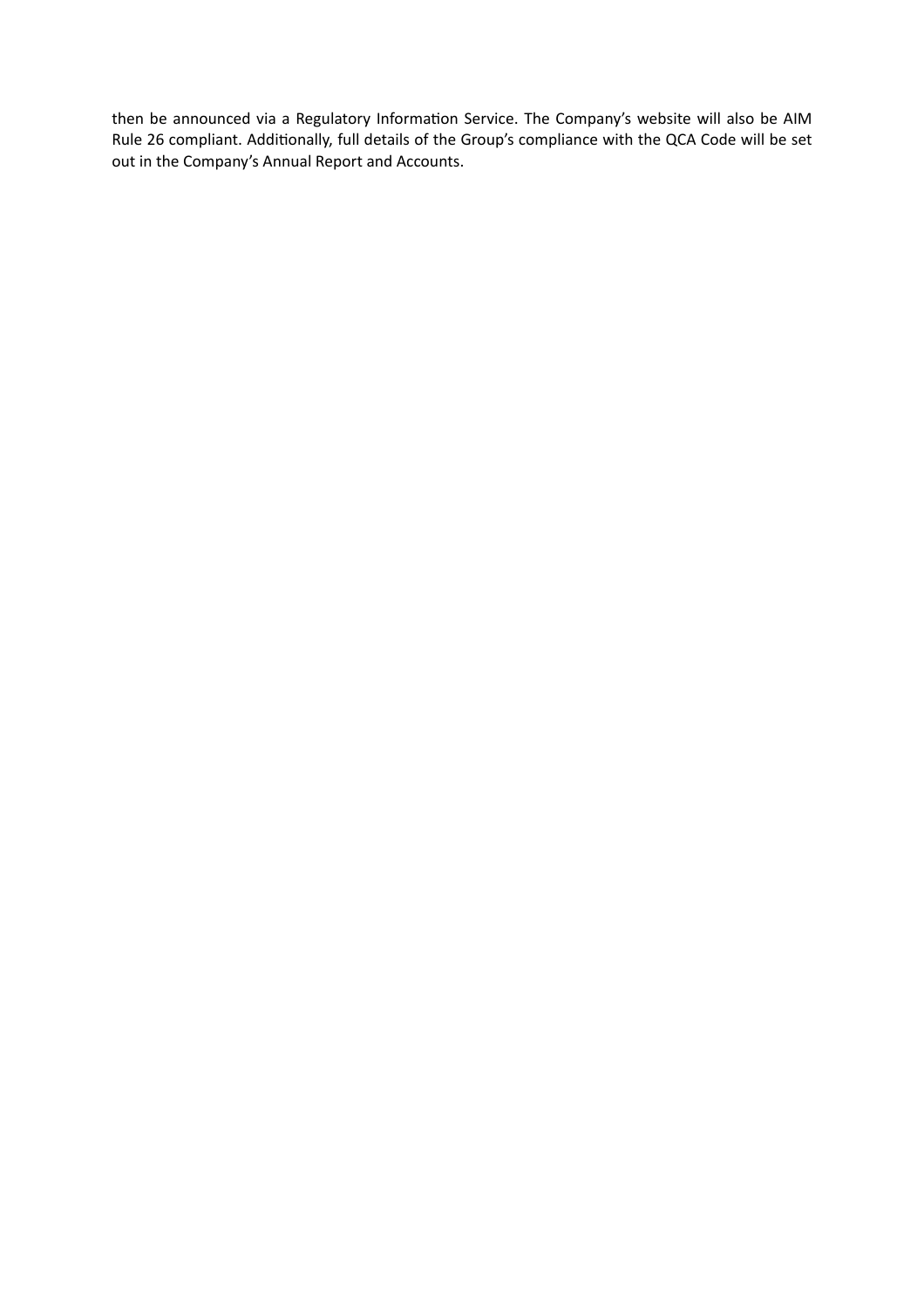then be announced via a Regulatory Information Service. The Company's website will also be AIM Rule 26 compliant. Additionally, full details of the Group's compliance with the QCA Code will be set out in the Company's Annual Report and Accounts.